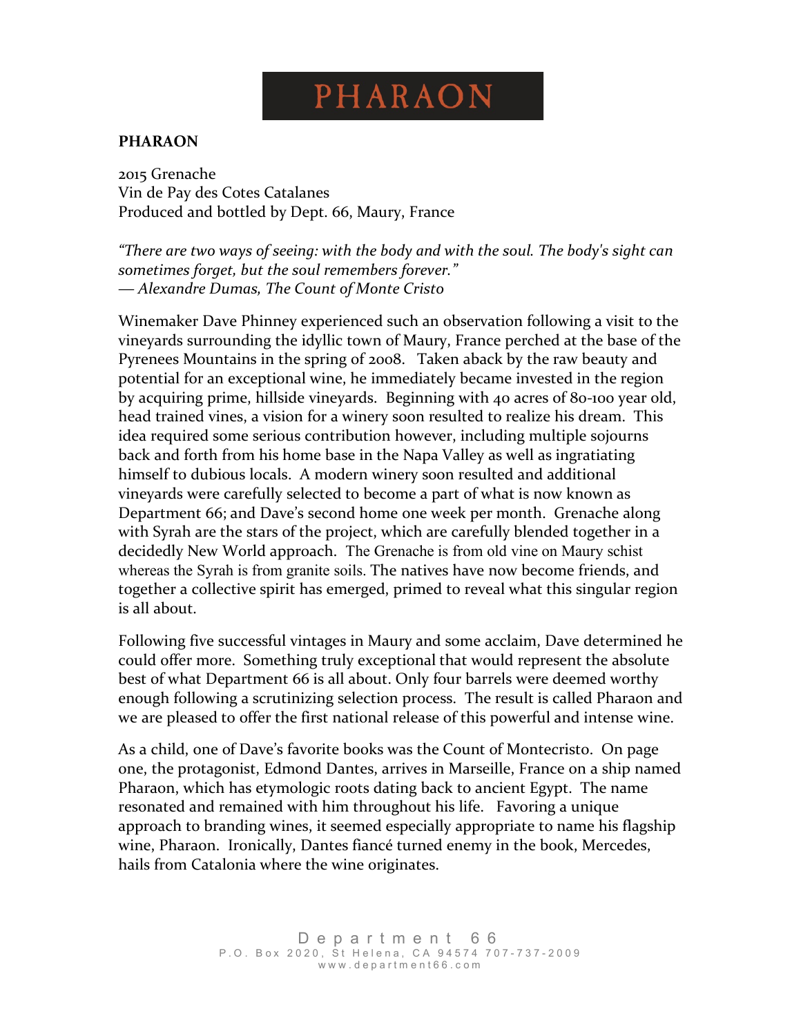# PHARAON

**PHARAON**

2015 Grenache
Vin de Pay des Cotes Catalanes
Produced and bottled by Dept. 66, Maury, France

*"There are two ways of seeing: with the body and with the soul. The body's sight can sometimes forget, but the soul remembers forever."*
*— Alexandre Dumas, The Count of Monte Cristo*

Winemaker Dave Phinney experienced such an observation following a visit to the vineyards surrounding the idyllic town of Maury, France perched at the base of the Pyrenees Mountains in the spring of 2008. Taken aback by the raw beauty and potential for an exceptional wine, he immediately became invested in the region by acquiring prime, hillside vineyards. Beginning with 40 acres of 80-100 year old, head trained vines, a vision for a winery soon resulted to realize his dream. This idea required some serious contribution however, including multiple sojourns back and forth from his home base in the Napa Valley as well as ingratiating himself to dubious locals. A modern winery soon resulted and additional vineyards were carefully selected to become a part of what is now known as Department 66; and Dave's second home one week per month. Grenache along with Syrah are the stars of the project, which are carefully blended together in a decidedly New World approach. The Grenache is from old vine on Maury schist whereas the Syrah is from granite soils. The natives have now become friends, and together a collective spirit has emerged, primed to reveal what this singular region is all about.

Following five successful vintages in Maury and some acclaim, Dave determined he could offer more. Something truly exceptional that would represent the absolute best of what Department 66 is all about. Only four barrels were deemed worthy enough following a scrutinizing selection process. The result is called Pharaon and we are pleased to offer the first national release of this powerful and intense wine.

As a child, one of Dave's favorite books was the Count of Montecristo. On page one, the protagonist, Edmond Dantes, arrives in Marseille, France on a ship named Pharaon, which has etymologic roots dating back to ancient Egypt. The name resonated and remained with him throughout his life. Favoring a unique approach to branding wines, it seemed especially appropriate to name his flagship wine, Pharaon. Ironically, Dantes fiancé turned enemy in the book, Mercedes, hails from Catalonia where the wine originates.

Department 66
P.O. Box 2020, St Helena, CA 94574 707-737-2009
www.department66.com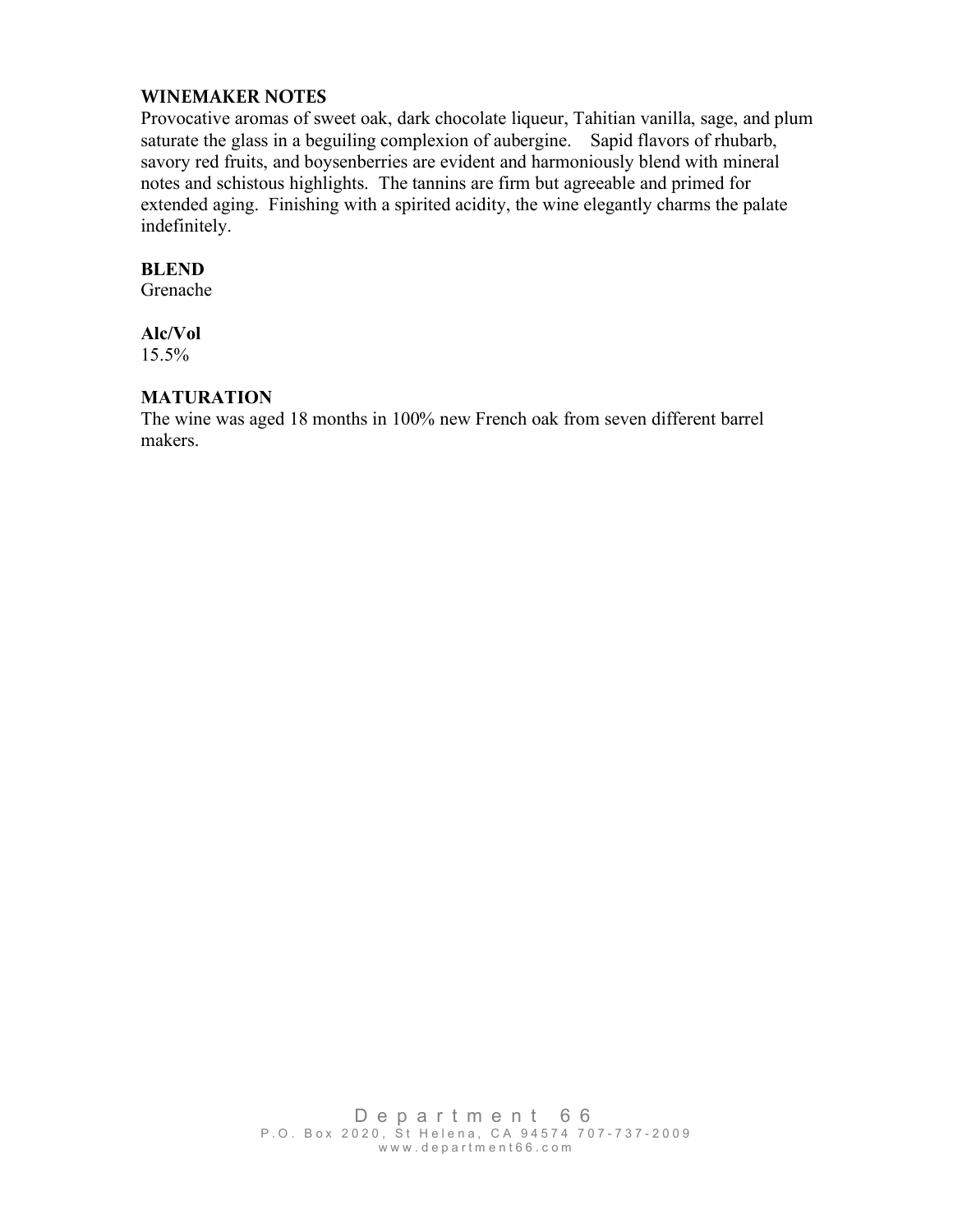**WINEMAKER NOTES**
Provocative aromas of sweet oak, dark chocolate liqueur, Tahitian vanilla, sage, and plum saturate the glass in a beguiling complexion of aubergine. Sapid flavors of rhubarb, savory red fruits, and boysenberries are evident and harmoniously blend with mineral notes and schistous highlights. The tannins are firm but agreeable and primed for extended aging. Finishing with a spirited acidity, the wine elegantly charms the palate indefinitely.

**BLEND**
Grenache

**Alc/Vol**
15.5%

**MATURATION**
The wine was aged 18 months in 100% new French oak from seven different barrel makers.

Department 66
P.O. Box 2020, St Helena, CA 94574 707-737-2009
www.department66.com